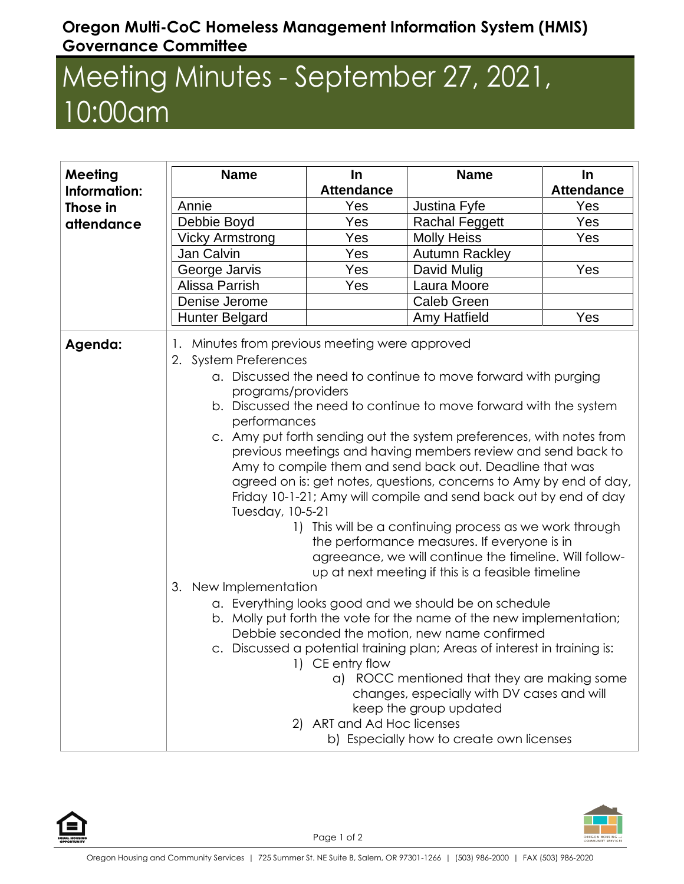**Oregon Multi-CoC Homeless Management Information System (HMIS) Governance Committee**

# Meeting Minutes - September 27, 2021, 10:00am

**Meeting Information: Those in attendance**

| Name | In Attendance | Name | In Attendance |
|---|---|---|---|
| Annie | Yes | Justina Fyfe | Yes |
| Debbie Boyd | Yes | Rachal Feggett | Yes |
| Vicky Armstrong | Yes | Molly Heiss | Yes |
| Jan Calvin | Yes | Autumn Rackley | |
| George Jarvis | Yes | David Mulig | Yes |
| Alissa Parrish | Yes | Laura Moore | |
| Denise Jerome | | Caleb Green | |
| Hunter Belgard | | Amy Hatfield | Yes |

**Agenda:**

1. Minutes from previous meeting were approved
2. System Preferences
   a. Discussed the need to continue to move forward with purging programs/providers
   b. Discussed the need to continue to move forward with the system performances
   c. Amy put forth sending out the system preferences, with notes from previous meetings and having members review and send back to Amy to compile them and send back out. Deadline that was agreed on is: get notes, questions, concerns to Amy by end of day, Friday 10-1-21; Amy will compile and send back out by end of day Tuesday, 10-5-21
      1) This will be a continuing process as we work through the performance measures. If everyone is in agreeance, we will continue the timeline. Will follow-up at next meeting if this is a feasible timeline
3. New Implementation
   a. Everything looks good and we should be on schedule
   b. Molly put forth the vote for the name of the new implementation; Debbie seconded the motion, new name confirmed
   c. Discussed a potential training plan; Areas of interest in training is:
      1) CE entry flow
         a) ROCC mentioned that they are making some changes, especially with DV cases and will keep the group updated
      2) ART and Ad Hoc licenses
         b) Especially how to create own licenses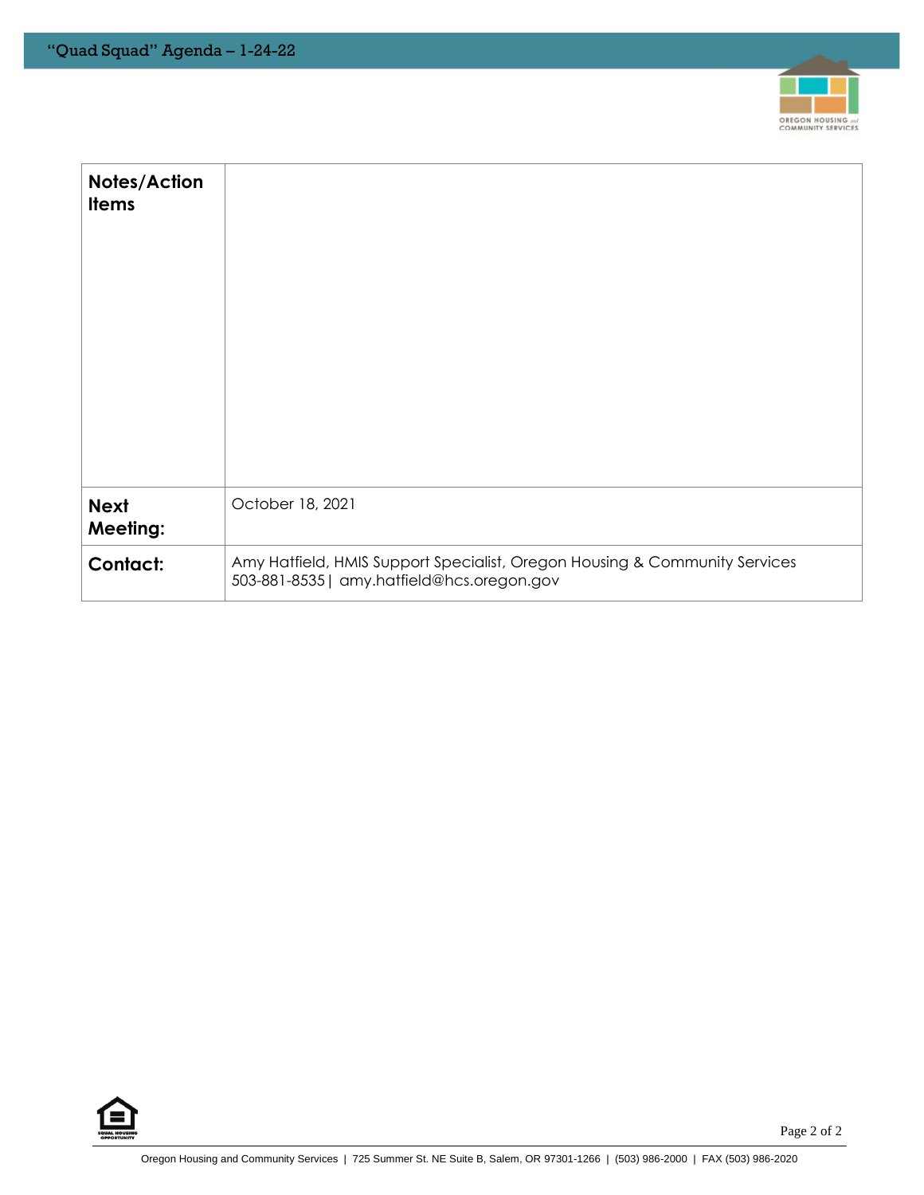| | |
|---|---|
| **Notes/Action Items** | |
| **Next Meeting:** | October 18, 2021 |
| **Contact:** | Amy Hatfield, HMIS Support Specialist, Oregon Housing & Community Services 503-881-8535 \| amy.hatfield@hcs.oregon.gov |